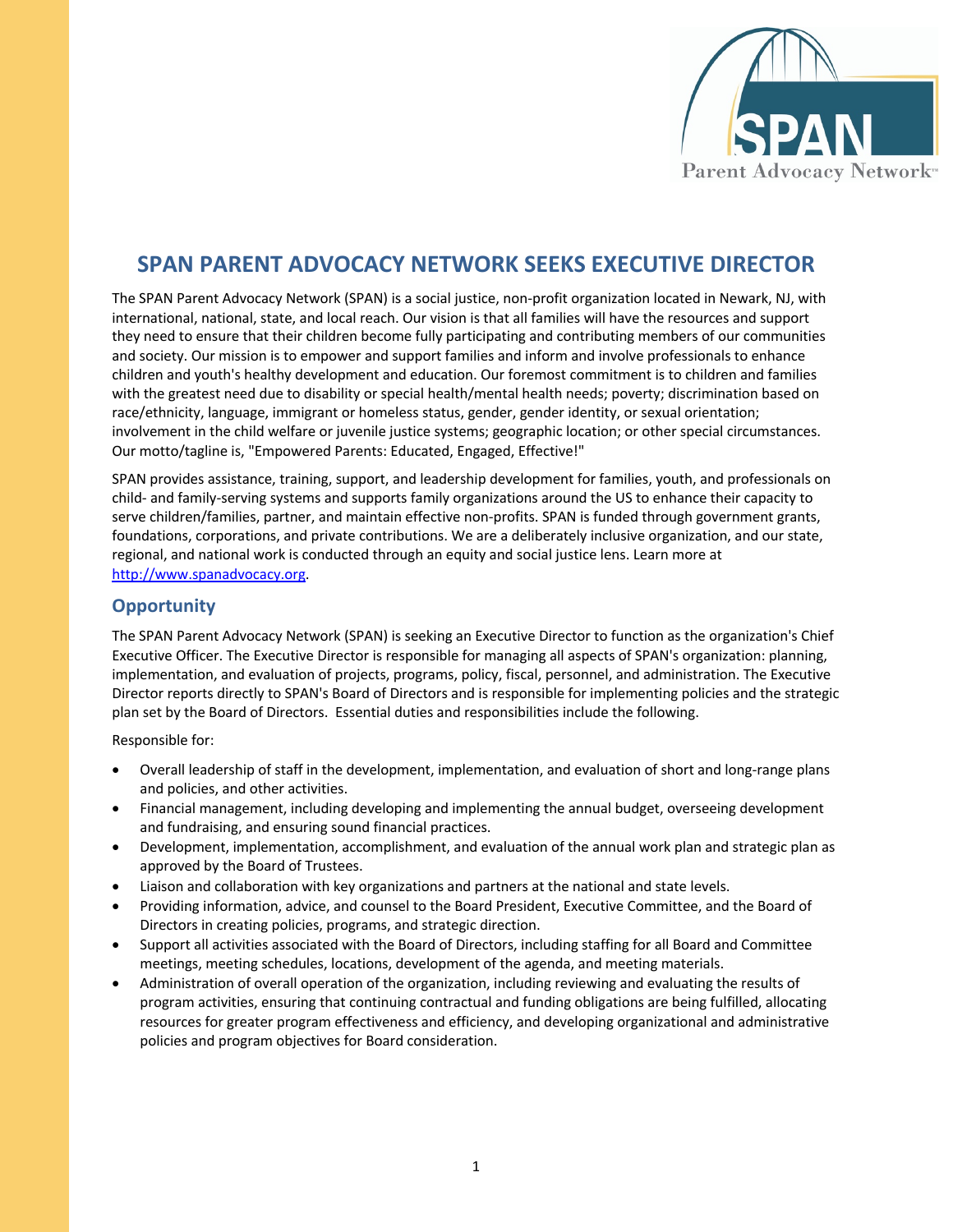# SPAN PARENT ADVOCACY NETWORK SEEKS EXECUTIVE DIRECTOR

The SPAN Parent Advocacy Network (SPAN) is a social justice, non-profit organization located in Newark, NJ, with international, national, state, and local reach. Our vision is that all families will have the resources and support they need to ensure that their children become fully participating and contributing members of our communities and society. Our mission is to empower and support families and inform and involve professionals to enhance children and youth's healthy development and education. Our foremost commitment is to children and families with the greatest need due to disability or special health/mental health needs; poverty; discrimination based on race/ethnicity, language, immigrant or homeless status, gender, gender identity, or sexual orientation; involvement in the child welfare or juvenile justice systems; geographic location; or other special circumstances. Our motto/tagline is, "Empowered Parents: Educated, Engaged, Effective!"

SPAN provides assistance, training, support, and leadership development for families, youth, and professionals on child- and family-serving systems and supports family organizations around the US to enhance their capacity to serve children/families, partner, and maintain effective non-profits. SPAN is funded through government grants, foundations, corporations, and private contributions. We are a deliberately inclusive organization, and our state, regional, and national work is conducted through an equity and social justice lens. Learn more at http://www.spanadvocacy.org.

## Opportunity

The SPAN Parent Advocacy Network (SPAN) is seeking an Executive Director to function as the organization's Chief Executive Officer. The Executive Director is responsible for managing all aspects of SPAN's organization: planning, implementation, and evaluation of projects, programs, policy, fiscal, personnel, and administration. The Executive Director reports directly to SPAN's Board of Directors and is responsible for implementing policies and the strategic plan set by the Board of Directors. Essential duties and responsibilities include the following.

Responsible for:

- Overall leadership of staff in the development, implementation, and evaluation of short and long-range plans and policies, and other activities.
- Financial management, including developing and implementing the annual budget, overseeing development and fundraising, and ensuring sound financial practices.
- Development, implementation, accomplishment, and evaluation of the annual work plan and strategic plan as approved by the Board of Trustees.
- Liaison and collaboration with key organizations and partners at the national and state levels.
- Providing information, advice, and counsel to the Board President, Executive Committee, and the Board of Directors in creating policies, programs, and strategic direction.
- Support all activities associated with the Board of Directors, including staffing for all Board and Committee meetings, meeting schedules, locations, development of the agenda, and meeting materials.
- Administration of overall operation of the organization, including reviewing and evaluating the results of program activities, ensuring that continuing contractual and funding obligations are being fulfilled, allocating resources for greater program effectiveness and efficiency, and developing organizational and administrative policies and program objectives for Board consideration.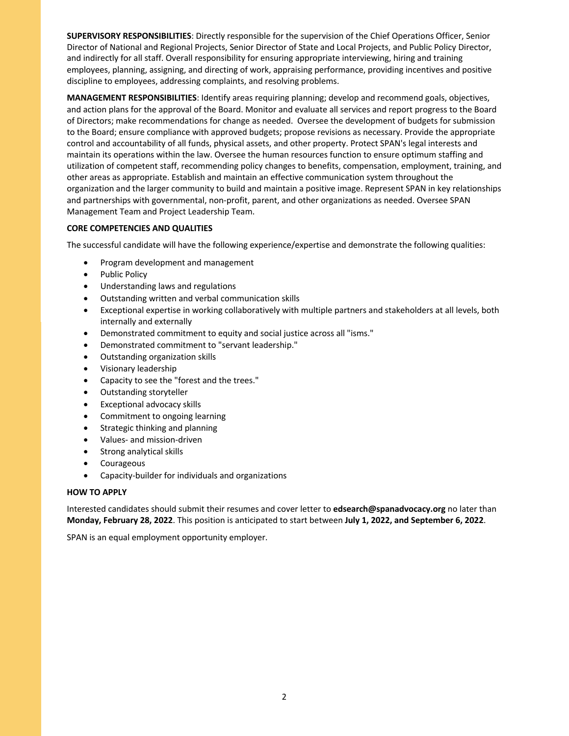**SUPERVISORY RESPONSIBILITIES**: Directly responsible for the supervision of the Chief Operations Officer, Senior Director of National and Regional Projects, Senior Director of State and Local Projects, and Public Policy Director, and indirectly for all staff. Overall responsibility for ensuring appropriate interviewing, hiring and training employees, planning, assigning, and directing of work, appraising performance, providing incentives and positive discipline to employees, addressing complaints, and resolving problems.

**MANAGEMENT RESPONSIBILITIES**: Identify areas requiring planning; develop and recommend goals, objectives, and action plans for the approval of the Board. Monitor and evaluate all services and report progress to the Board of Directors; make recommendations for change as needed. Oversee the development of budgets for submission to the Board; ensure compliance with approved budgets; propose revisions as necessary. Provide the appropriate control and accountability of all funds, physical assets, and other property. Protect SPAN's legal interests and maintain its operations within the law. Oversee the human resources function to ensure optimum staffing and utilization of competent staff, recommending policy changes to benefits, compensation, employment, training, and other areas as appropriate. Establish and maintain an effective communication system throughout the organization and the larger community to build and maintain a positive image. Represent SPAN in key relationships and partnerships with governmental, non-profit, parent, and other organizations as needed. Oversee SPAN Management Team and Project Leadership Team.

**CORE COMPETENCIES AND QUALITIES**

The successful candidate will have the following experience/expertise and demonstrate the following qualities:

- Program development and management
- Public Policy
- Understanding laws and regulations
- Outstanding written and verbal communication skills
- Exceptional expertise in working collaboratively with multiple partners and stakeholders at all levels, both internally and externally
- Demonstrated commitment to equity and social justice across all "isms."
- Demonstrated commitment to "servant leadership."
- Outstanding organization skills
- Visionary leadership
- Capacity to see the "forest and the trees."
- Outstanding storyteller
- Exceptional advocacy skills
- Commitment to ongoing learning
- Strategic thinking and planning
- Values- and mission-driven
- Strong analytical skills
- Courageous
- Capacity-builder for individuals and organizations

**HOW TO APPLY**

Interested candidates should submit their resumes and cover letter to **edsearch@spanadvocacy.org** no later than **Monday, February 28, 2022**. This position is anticipated to start between **July 1, 2022, and September 6, 2022**.

SPAN is an equal employment opportunity employer.